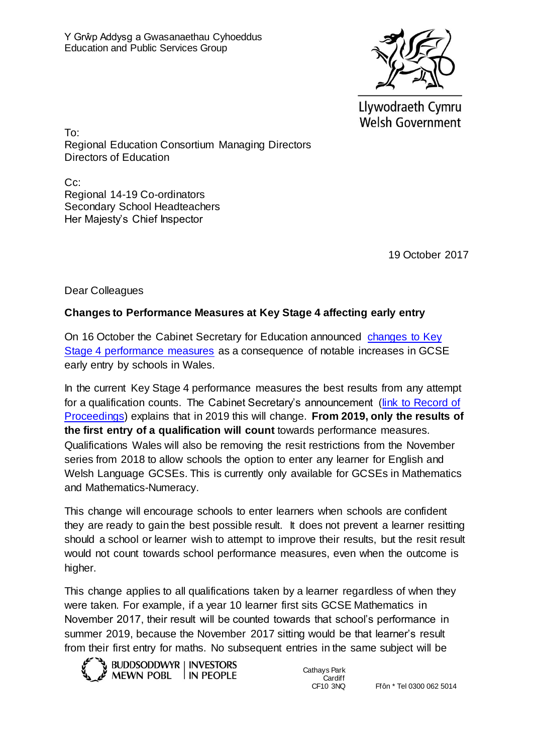Y Grŵp Addysg a Gwasanaethau Cyhoeddus
Education and Public Services Group

Llywodraeth Cymru
Welsh Government

To:
Regional Education Consortium Managing Directors
Directors of Education

Cc:
Regional 14-19 Co-ordinators
Secondary School Headteachers
Her Majesty's Chief Inspector

19 October 2017

Dear Colleagues

**Changes to Performance Measures at Key Stage 4 affecting early entry**

On 16 October the Cabinet Secretary for Education announced [changes to Key Stage 4 performance measures](#) as a consequence of notable increases in GCSE early entry by schools in Wales.

In the current Key Stage 4 performance measures the best results from any attempt for a qualification counts. The Cabinet Secretary's announcement ([link to Record of Proceedings](#)) explains that in 2019 this will change. **From 2019, only the results of the first entry of a qualification will count** towards performance measures. Qualifications Wales will also be removing the resit restrictions from the November series from 2018 to allow schools the option to enter any learner for English and Welsh Language GCSEs. This is currently only available for GCSEs in Mathematics and Mathematics-Numeracy.

This change will encourage schools to enter learners when schools are confident they are ready to gain the best possible result. It does not prevent a learner resitting should a school or learner wish to attempt to improve their results, but the resit result would not count towards school performance measures, even when the outcome is higher.

This change applies to all qualifications taken by a learner regardless of when they were taken. For example, if a year 10 learner first sits GCSE Mathematics in November 2017, their result will be counted towards that school's performance in summer 2019, because the November 2017 sitting would be that learner's result from their first entry for maths. No subsequent entries in the same subject will be

BUDDSODDWYR MEWN POBL | INVESTORS IN PEOPLE

Cathays Park
Cardiff
CF10 3NQ

Ffôn * Tel 0300 062 5014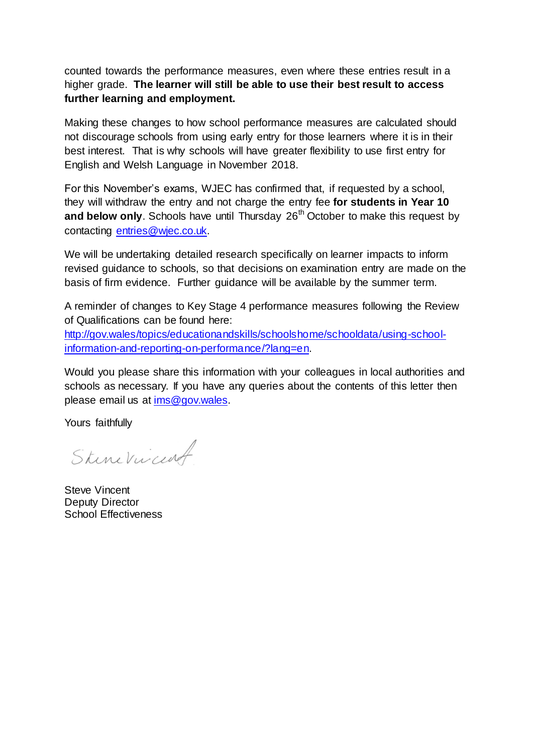counted towards the performance measures, even where these entries result in a higher grade. **The learner will still be able to use their best result to access further learning and employment.**

Making these changes to how school performance measures are calculated should not discourage schools from using early entry for those learners where it is in their best interest. That is why schools will have greater flexibility to use first entry for English and Welsh Language in November 2018.

For this November's exams, WJEC has confirmed that, if requested by a school, they will withdraw the entry and not charge the entry fee **for students in Year 10 and below only**. Schools have until Thursday 26th October to make this request by contacting entries@wjec.co.uk.

We will be undertaking detailed research specifically on learner impacts to inform revised guidance to schools, so that decisions on examination entry are made on the basis of firm evidence. Further guidance will be available by the summer term.

A reminder of changes to Key Stage 4 performance measures following the Review of Qualifications can be found here:
http://gov.wales/topics/educationandskills/schoolshome/schooldata/using-school-information-and-reporting-on-performance/?lang=en.

Would you please share this information with your colleagues in local authorities and schools as necessary. If you have any queries about the contents of this letter then please email us at ims@gov.wales.

Yours faithfully

Steve Vincent
Deputy Director
School Effectiveness